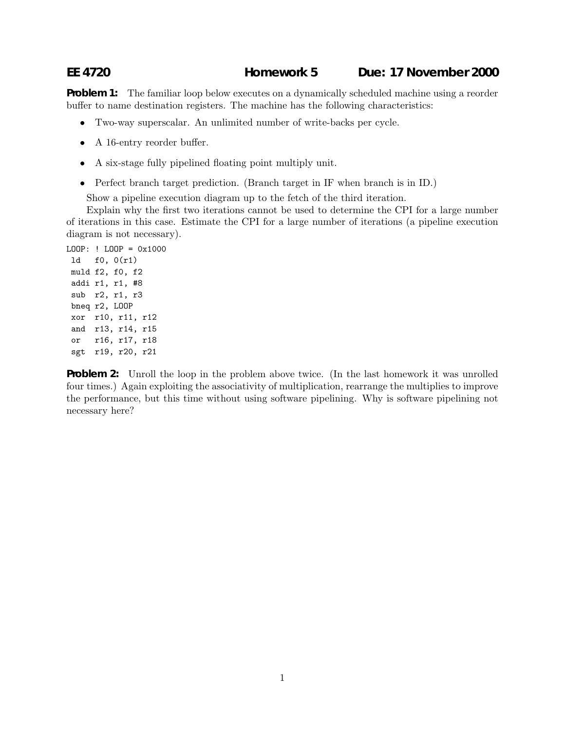**EE 4720** **Homework 5** **Due: 17 November 2000**

**Problem 1:** The familiar loop below executes on a dynamically scheduled machine using a reorder buffer to name destination registers. The machine has the following characteristics:

- Two-way superscalar. An unlimited number of write-backs per cycle.
- A 16-entry reorder buffer.
- A six-stage fully pipelined floating point multiply unit.
- Perfect branch target prediction. (Branch target in IF when branch is in ID.)

Show a pipeline execution diagram up to the fetch of the third iteration.

Explain why the first two iterations cannot be used to determine the CPI for a large number of iterations in this case. Estimate the CPI for a large number of iterations (a pipeline execution diagram is not necessary).

```
LOOP: ! LOOP = 0x1000
 ld   f0, 0(r1)
 muld f2, f0, f2
 addi r1, r1, #8
 sub  r2, r1, r3
 bneq r2, LOOP
 xor  r10, r11, r12
 and  r13, r14, r15
 or   r16, r17, r18
 sgt  r19, r20, r21
```

**Problem 2:** Unroll the loop in the problem above twice. (In the last homework it was unrolled four times.) Again exploiting the associativity of multiplication, rearrange the multiplies to improve the performance, but this time without using software pipelining. Why is software pipelining not necessary here?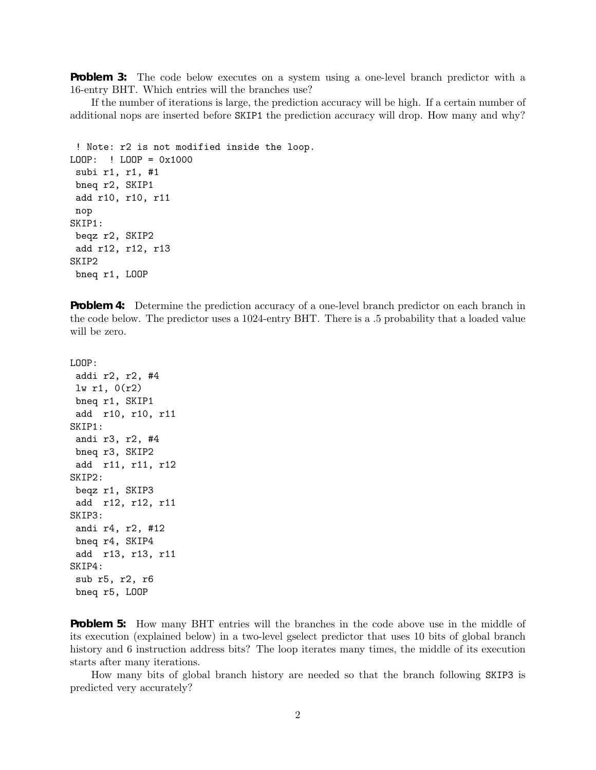**Problem 3:** The code below executes on a system using a one-level branch predictor with a 16-entry BHT. Which entries will the branches use?

If the number of iterations is large, the prediction accuracy will be high. If a certain number of additional nops are inserted before SKIP1 the prediction accuracy will drop. How many and why?

```
 ! Note: r2 is not modified inside the loop.
LOOP:  ! LOOP = 0x1000
 subi r1, r1, #1
 bneq r2, SKIP1
 add r10, r10, r11
 nop
SKIP1:
 beqz r2, SKIP2
 add r12, r12, r13
SKIP2
 bneq r1, LOOP
```

**Problem 4:** Determine the prediction accuracy of a one-level branch predictor on each branch in the code below. The predictor uses a 1024-entry BHT. There is a .5 probability that a loaded value will be zero.

```
LOOP:
 addi r2, r2, #4
 lw r1, 0(r2)
 bneq r1, SKIP1
 add  r10, r10, r11
SKIP1:
 andi r3, r2, #4
 bneq r3, SKIP2
 add  r11, r11, r12
SKIP2:
 beqz r1, SKIP3
 add  r12, r12, r11
SKIP3:
 andi r4, r2, #12
 bneq r4, SKIP4
 add  r13, r13, r11
SKIP4:
 sub r5, r2, r6
 bneq r5, LOOP
```

**Problem 5:** How many BHT entries will the branches in the code above use in the middle of its execution (explained below) in a two-level gselect predictor that uses 10 bits of global branch history and 6 instruction address bits? The loop iterates many times, the middle of its execution starts after many iterations.

How many bits of global branch history are needed so that the branch following SKIP3 is predicted very accurately?